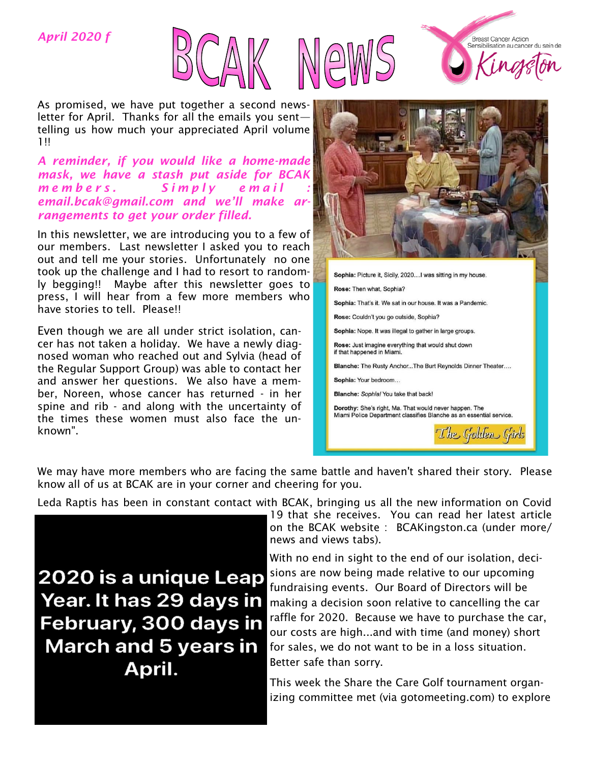*April 2020 f*

# BCAK News

Breast Cancer Action
Sensibilisation au cancer du sein de
Kingston

As promised, we have put together a second newsletter for April. Thanks for all the emails you sent—telling us how much your appreciated April volume 1!!

***A reminder, if you would like a home-made mask, we have a stash put aside for BCAK members. Simply email : email.bcak@gmail.com and we'll make arrangements to get your order filled.***

In this newsletter, we are introducing you to a few of our members. Last newsletter I asked you to reach out and tell me your stories. Unfortunately no one took up the challenge and I had to resort to randomly begging!! Maybe after this newsletter goes to press, I will hear from a few more members who have stories to tell. Please!!

Even though we are all under strict isolation, cancer has not taken a holiday. We have a newly diagnosed woman who reached out and Sylvia (head of the Regular Support Group) was able to contact her and answer her questions. We also have a member, Noreen, whose cancer has returned - in her spine and rib - and along with the uncertainty of the times these women must also face the unknown".

**Sophia:** Picture it, Sicily, 2020....I was sitting in my house.

**Rose:** Then what, Sophia?

**Sophia:** That's it. We sat in our house. It was a Pandemic.

**Rose:** Couldn't you go outside, Sophia?

**Sophia:** Nope. It was illegal to gather in large groups.

**Rose:** Just imagine everything that would shut down if that happened in Miami.

**Blanche:** The Rusty Anchor...The Burt Reynolds Dinner Theater....

**Sophia:** Your bedroom...

**Blanche:** *Sophia!* You take that back!

**Dorothy:** She's right, Ma. That would never happen. The Miami Police Department classifies Blanche as an essential service.

*The Golden Girls*

We may have more members who are facing the same battle and haven't shared their story. Please know all of us at BCAK are in your corner and cheering for you.

Leda Raptis has been in constant contact with BCAK, bringing us all the new information on Covid 19 that she receives. You can read her latest article on the BCAK website : BCAKingston.ca (under more/news and views tabs).

**2020 is a unique Leap Year. It has 29 days in February, 300 days in March and 5 years in April.**

With no end in sight to the end of our isolation, decisions are now being made relative to our upcoming fundraising events. Our Board of Directors will be making a decision soon relative to cancelling the car raffle for 2020. Because we have to purchase the car, our costs are high...and with time (and money) short for sales, we do not want to be in a loss situation. Better safe than sorry.

This week the Share the Care Golf tournament organizing committee met (via gotomeeting.com) to explore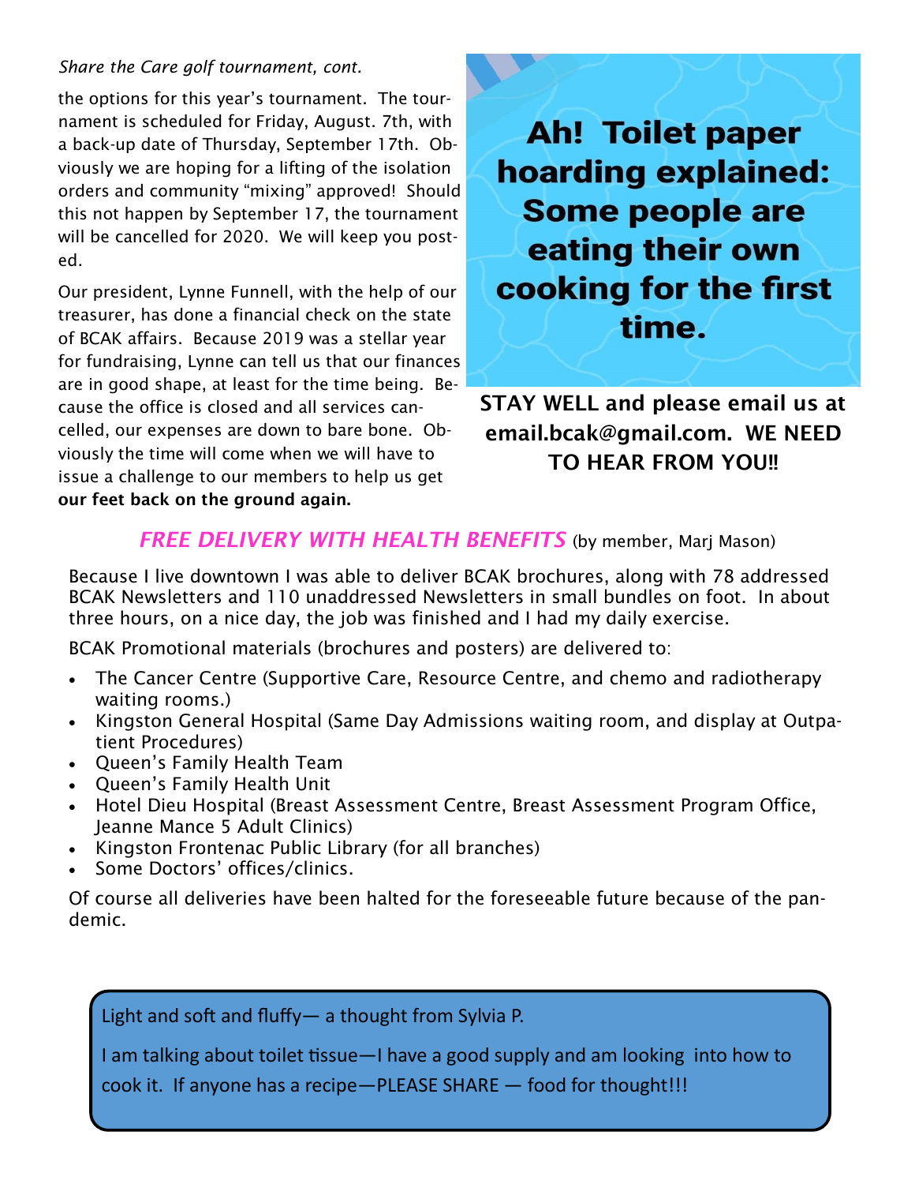*Share the Care golf tournament, cont.*

the options for this year's tournament. The tournament is scheduled for Friday, August. 7th, with a back-up date of Thursday, September 17th. Obviously we are hoping for a lifting of the isolation orders and community "mixing" approved! Should this not happen by September 17, the tournament will be cancelled for 2020. We will keep you posted.

Our president, Lynne Funnell, with the help of our treasurer, has done a financial check on the state of BCAK affairs. Because 2019 was a stellar year for fundraising, Lynne can tell us that our finances are in good shape, at least for the time being. Because the office is closed and all services cancelled, our expenses are down to bare bone. Obviously the time will come when we will have to issue a challenge to our members to help us get **our feet back on the ground again.**

**Ah! Toilet paper hoarding explained: Some people are eating their own cooking for the first time.**

**STAY WELL and please email us at email.bcak@gmail.com. WE NEED TO HEAR FROM YOU!!**

## *FREE DELIVERY WITH HEALTH BENEFITS* (by member, Marj Mason)

Because I live downtown I was able to deliver BCAK brochures, along with 78 addressed BCAK Newsletters and 110 unaddressed Newsletters in small bundles on foot. In about three hours, on a nice day, the job was finished and I had my daily exercise.

BCAK Promotional materials (brochures and posters) are delivered to:

- The Cancer Centre (Supportive Care, Resource Centre, and chemo and radiotherapy waiting rooms.)
- Kingston General Hospital (Same Day Admissions waiting room, and display at Outpatient Procedures)
- Queen's Family Health Team
- Queen's Family Health Unit
- Hotel Dieu Hospital (Breast Assessment Centre, Breast Assessment Program Office, Jeanne Mance 5 Adult Clinics)
- Kingston Frontenac Public Library (for all branches)
- Some Doctors' offices/clinics.

Of course all deliveries have been halted for the foreseeable future because of the pandemic.

Light and soft and fluffy— a thought from Sylvia P.

I am talking about toilet tissue—I have a good supply and am looking into how to cook it. If anyone has a recipe—PLEASE SHARE — food for thought!!!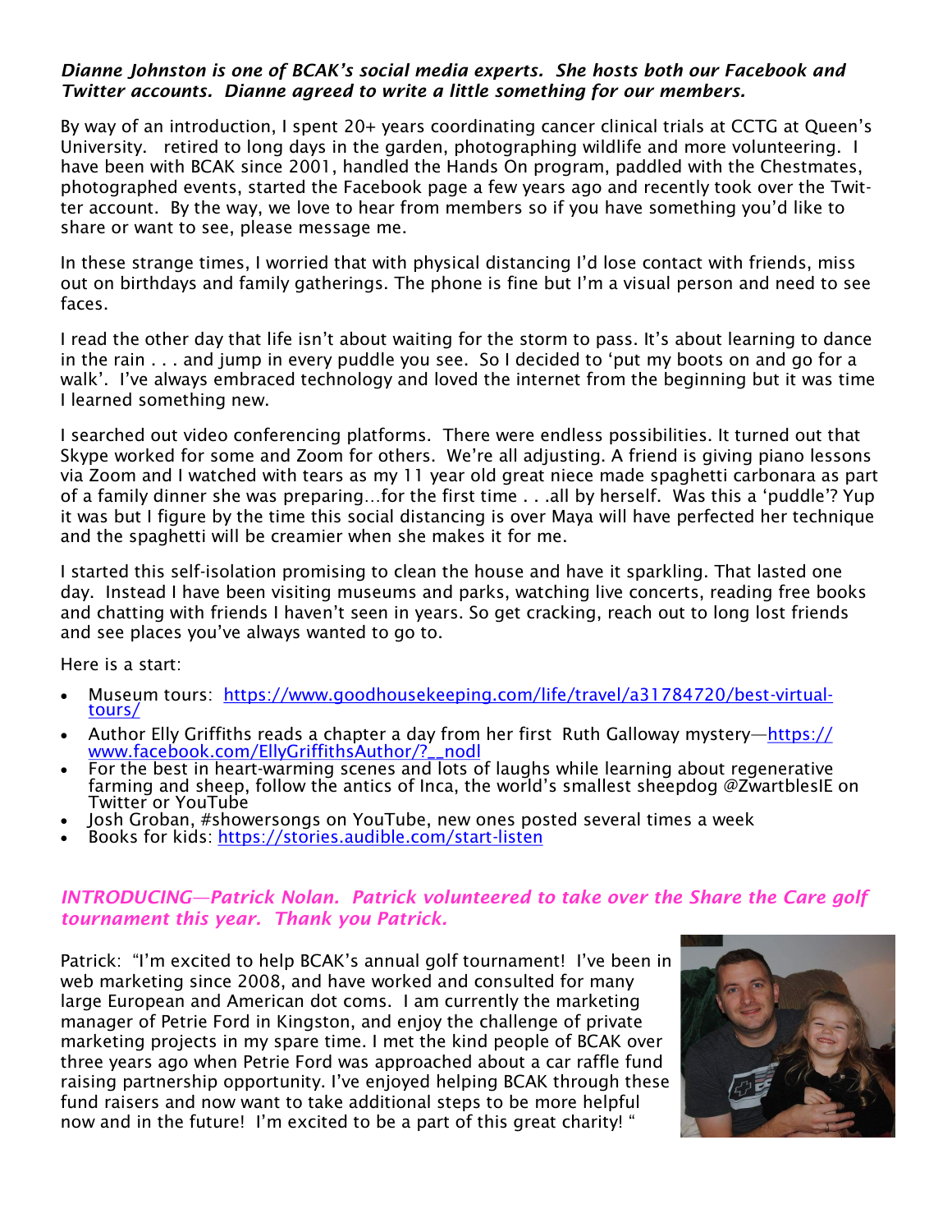***Dianne Johnston is one of BCAK's social media experts. She hosts both our Facebook and Twitter accounts. Dianne agreed to write a little something for our members.***

By way of an introduction, I spent 20+ years coordinating cancer clinical trials at CCTG at Queen's University. retired to long days in the garden, photographing wildlife and more volunteering. I have been with BCAK since 2001, handled the Hands On program, paddled with the Chestmates, photographed events, started the Facebook page a few years ago and recently took over the Twitter account. By the way, we love to hear from members so if you have something you'd like to share or want to see, please message me.

In these strange times, I worried that with physical distancing I'd lose contact with friends, miss out on birthdays and family gatherings. The phone is fine but I'm a visual person and need to see faces.

I read the other day that life isn't about waiting for the storm to pass. It's about learning to dance in the rain . . . and jump in every puddle you see. So I decided to 'put my boots on and go for a walk'. I've always embraced technology and loved the internet from the beginning but it was time I learned something new.

I searched out video conferencing platforms. There were endless possibilities. It turned out that Skype worked for some and Zoom for others. We're all adjusting. A friend is giving piano lessons via Zoom and I watched with tears as my 11 year old great niece made spaghetti carbonara as part of a family dinner she was preparing…for the first time . . .all by herself. Was this a 'puddle'? Yup it was but I figure by the time this social distancing is over Maya will have perfected her technique and the spaghetti will be creamier when she makes it for me.

I started this self-isolation promising to clean the house and have it sparkling. That lasted one day. Instead I have been visiting museums and parks, watching live concerts, reading free books and chatting with friends I haven't seen in years. So get cracking, reach out to long lost friends and see places you've always wanted to go to.

Here is a start:

- Museum tours: https://www.goodhousekeeping.com/life/travel/a31784720/best-virtual-tours/
- Author Elly Griffiths reads a chapter a day from her first Ruth Galloway mystery—https://www.facebook.com/EllyGriffithsAuthor/?__nodl
- For the best in heart-warming scenes and lots of laughs while learning about regenerative farming and sheep, follow the antics of Inca, the world's smallest sheepdog @ZwartblesIE on Twitter or YouTube
- Josh Groban, #showersongs on YouTube, new ones posted several times a week
- Books for kids: https://stories.audible.com/start-listen

***INTRODUCING—Patrick Nolan. Patrick volunteered to take over the Share the Care golf tournament this year. Thank you Patrick.***

Patrick: "I'm excited to help BCAK's annual golf tournament! I've been in web marketing since 2008, and have worked and consulted for many large European and American dot coms. I am currently the marketing manager of Petrie Ford in Kingston, and enjoy the challenge of private marketing projects in my spare time. I met the kind people of BCAK over three years ago when Petrie Ford was approached about a car raffle fund raising partnership opportunity. I've enjoyed helping BCAK through these fund raisers and now want to take additional steps to be more helpful now and in the future! I'm excited to be a part of this great charity! "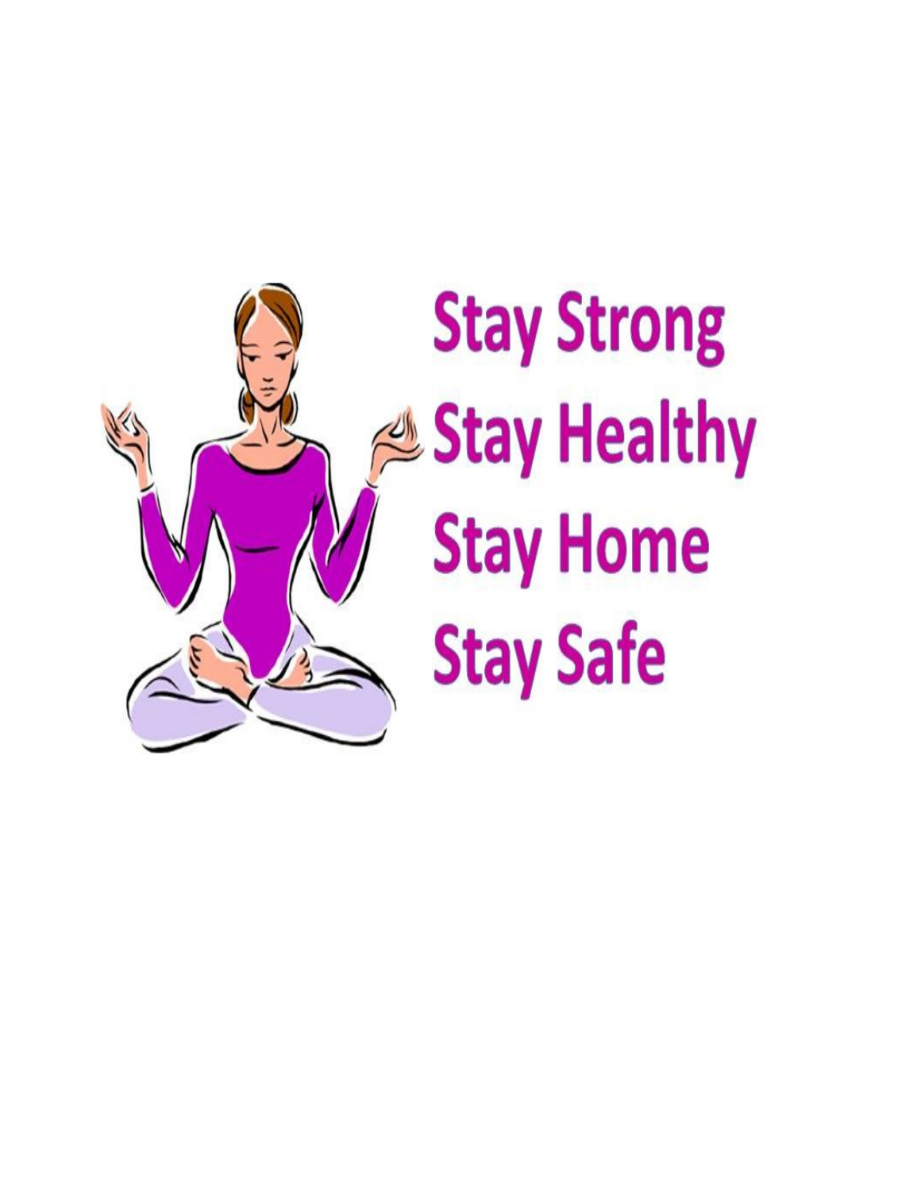Stay Strong
Stay Healthy
Stay Home
Stay Safe